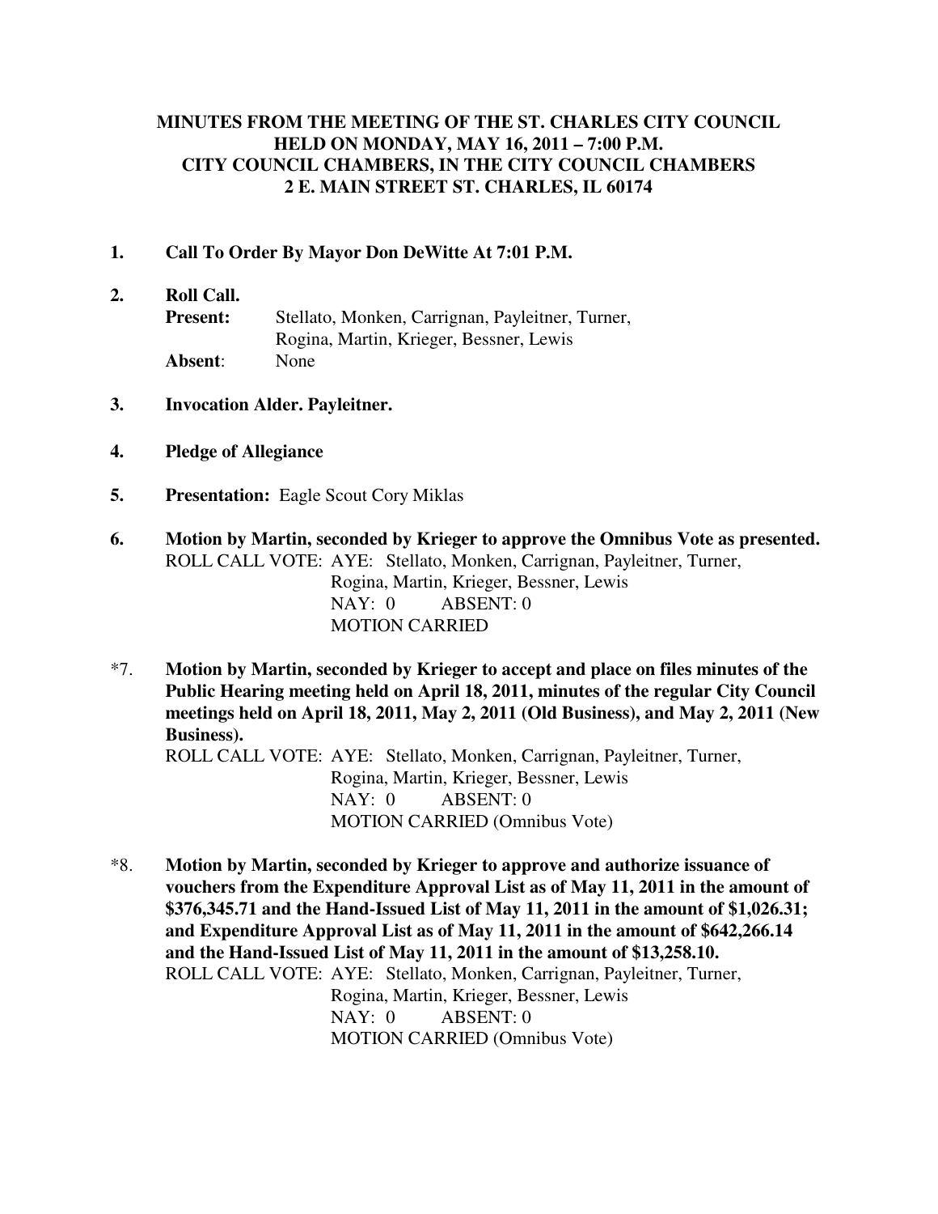**MINUTES FROM THE MEETING OF THE ST. CHARLES CITY COUNCIL**
**HELD ON MONDAY, MAY 16, 2011 – 7:00 P.M.**
**CITY COUNCIL CHAMBERS, IN THE CITY COUNCIL CHAMBERS**
**2 E. MAIN STREET ST. CHARLES, IL 60174**

1. **Call To Order By Mayor Don DeWitte At 7:01 P.M.**

2. **Roll Call.**
   **Present:** Stellato, Monken, Carrignan, Payleitner, Turner, Rogina, Martin, Krieger, Bessner, Lewis
   **Absent**: None

3. **Invocation Alder. Payleitner.**

4. **Pledge of Allegiance**

5. **Presentation:** Eagle Scout Cory Miklas

6. **Motion by Martin, seconded by Krieger to approve the Omnibus Vote as presented.**
   ROLL CALL VOTE: AYE: Stellato, Monken, Carrignan, Payleitner, Turner, Rogina, Martin, Krieger, Bessner, Lewis
   NAY: 0 ABSENT: 0
   MOTION CARRIED

*7. **Motion by Martin, seconded by Krieger to accept and place on files minutes of the Public Hearing meeting held on April 18, 2011, minutes of the regular City Council meetings held on April 18, 2011, May 2, 2011 (Old Business), and May 2, 2011 (New Business).**
   ROLL CALL VOTE: AYE: Stellato, Monken, Carrignan, Payleitner, Turner, Rogina, Martin, Krieger, Bessner, Lewis
   NAY: 0 ABSENT: 0
   MOTION CARRIED (Omnibus Vote)

*8. **Motion by Martin, seconded by Krieger to approve and authorize issuance of vouchers from the Expenditure Approval List as of May 11, 2011 in the amount of $376,345.71 and the Hand-Issued List of May 11, 2011 in the amount of $1,026.31; and Expenditure Approval List as of May 11, 2011 in the amount of $642,266.14 and the Hand-Issued List of May 11, 2011 in the amount of $13,258.10.**
   ROLL CALL VOTE: AYE: Stellato, Monken, Carrignan, Payleitner, Turner, Rogina, Martin, Krieger, Bessner, Lewis
   NAY: 0 ABSENT: 0
   MOTION CARRIED (Omnibus Vote)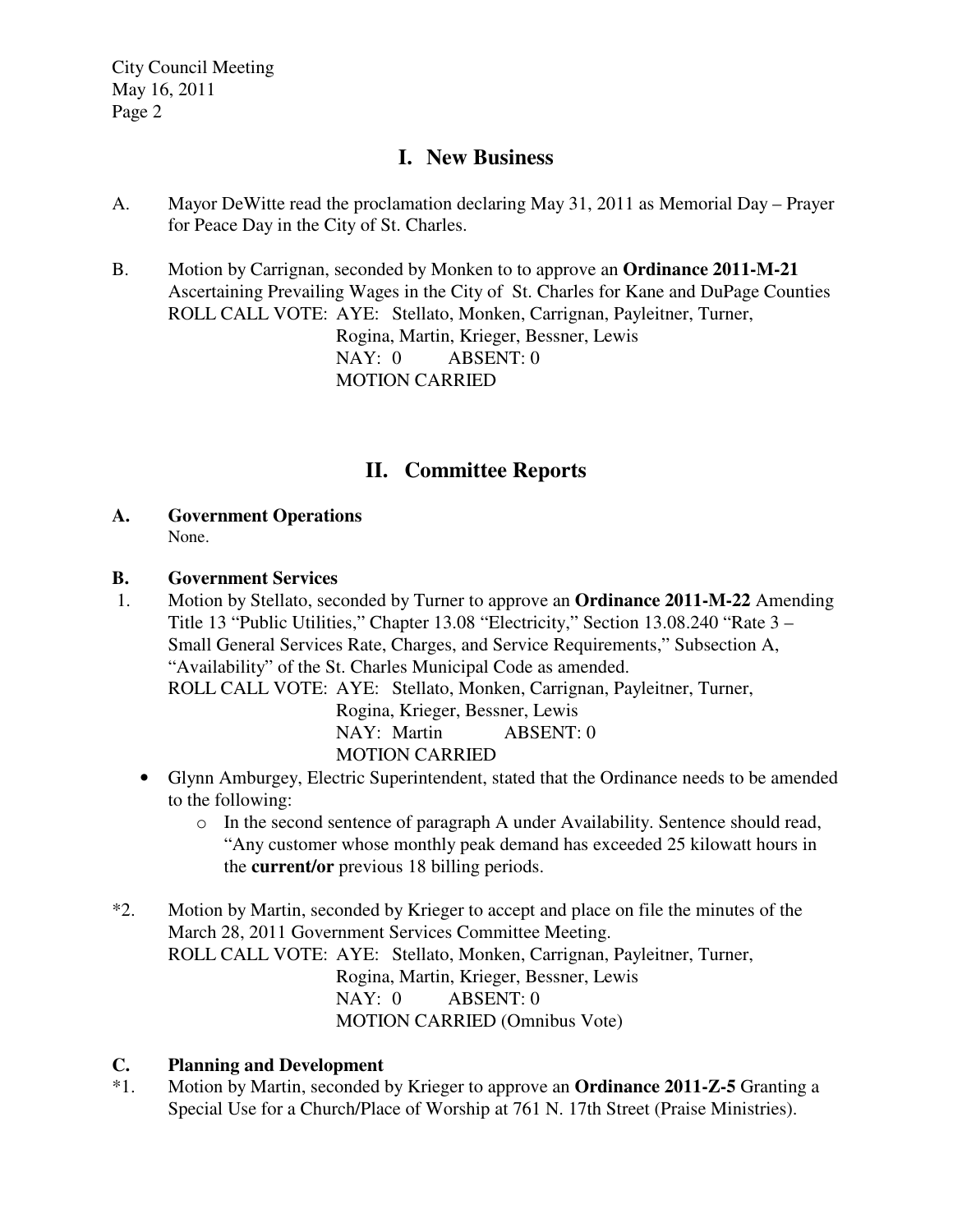## I. New Business

A. Mayor DeWitte read the proclamation declaring May 31, 2011 as Memorial Day – Prayer for Peace Day in the City of St. Charles.

B. Motion by Carrignan, seconded by Monken to to approve an **Ordinance 2011-M-21** Ascertaining Prevailing Wages in the City of St. Charles for Kane and DuPage Counties
ROLL CALL VOTE: AYE: Stellato, Monken, Carrignan, Payleitner, Turner, Rogina, Martin, Krieger, Bessner, Lewis
NAY: 0 ABSENT: 0
MOTION CARRIED

## II. Committee Reports

**A. Government Operations**
None.

**B. Government Services**

1. Motion by Stellato, seconded by Turner to approve an **Ordinance 2011-M-22** Amending Title 13 "Public Utilities," Chapter 13.08 "Electricity," Section 13.08.240 "Rate 3 – Small General Services Rate, Charges, and Service Requirements," Subsection A, "Availability" of the St. Charles Municipal Code as amended.
ROLL CALL VOTE: AYE: Stellato, Monken, Carrignan, Payleitner, Turner, Rogina, Krieger, Bessner, Lewis
NAY: Martin ABSENT: 0
MOTION CARRIED
   - Glynn Amburgey, Electric Superintendent, stated that the Ordinance needs to be amended to the following:
     - In the second sentence of paragraph A under Availability. Sentence should read, "Any customer whose monthly peak demand has exceeded 25 kilowatt hours in the **current/or** previous 18 billing periods.

*2. Motion by Martin, seconded by Krieger to accept and place on file the minutes of the March 28, 2011 Government Services Committee Meeting.
ROLL CALL VOTE: AYE: Stellato, Monken, Carrignan, Payleitner, Turner, Rogina, Martin, Krieger, Bessner, Lewis
NAY: 0 ABSENT: 0
MOTION CARRIED (Omnibus Vote)

**C. Planning and Development**

*1. Motion by Martin, seconded by Krieger to approve an **Ordinance 2011-Z-5** Granting a Special Use for a Church/Place of Worship at 761 N. 17th Street (Praise Ministries).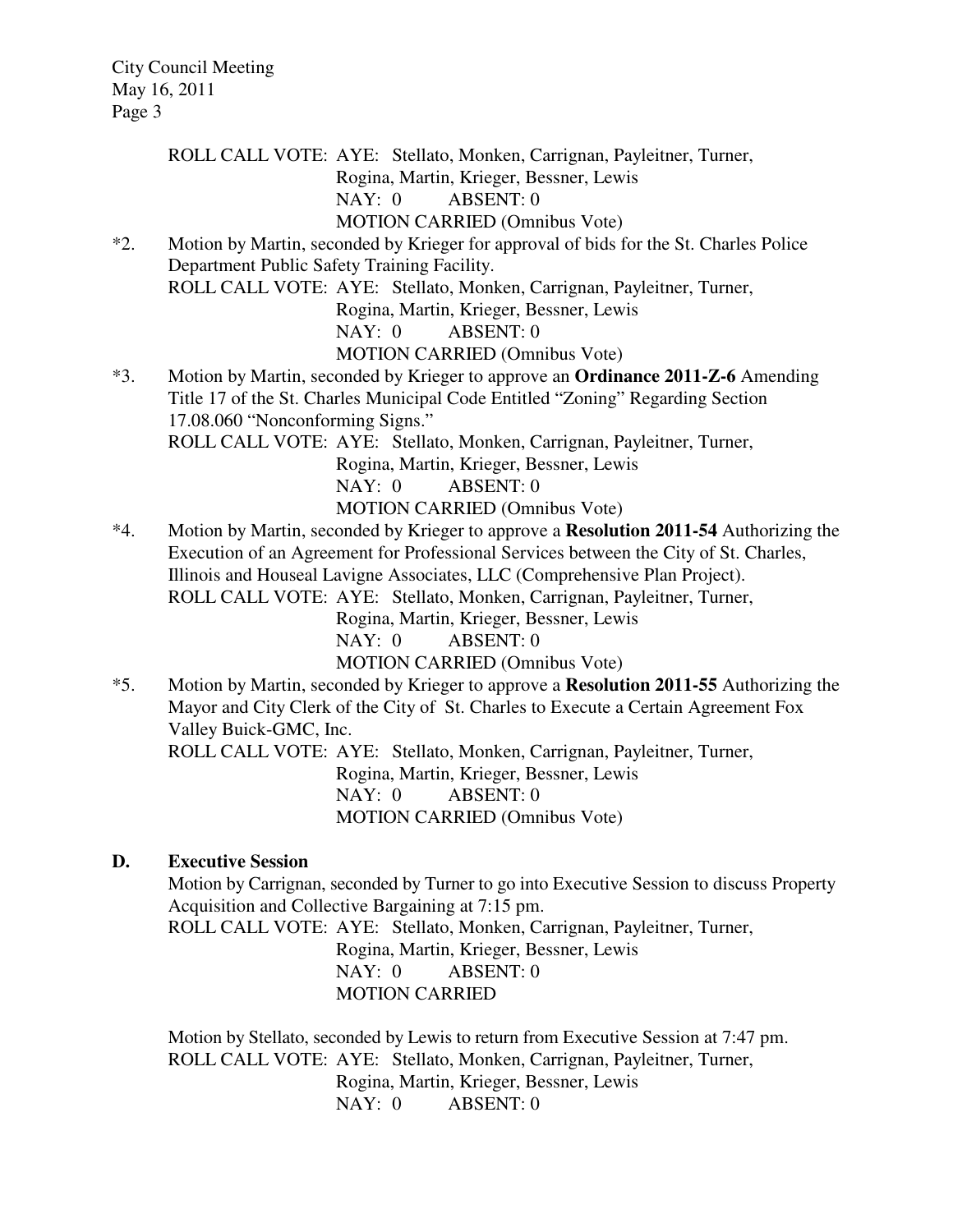ROLL CALL VOTE: AYE: Stellato, Monken, Carrignan, Payleitner, Turner, Rogina, Martin, Krieger, Bessner, Lewis
NAY: 0 ABSENT: 0
MOTION CARRIED (Omnibus Vote)

*2. Motion by Martin, seconded by Krieger for approval of bids for the St. Charles Police Department Public Safety Training Facility.
ROLL CALL VOTE: AYE: Stellato, Monken, Carrignan, Payleitner, Turner, Rogina, Martin, Krieger, Bessner, Lewis
NAY: 0 ABSENT: 0
MOTION CARRIED (Omnibus Vote)

*3. Motion by Martin, seconded by Krieger to approve an **Ordinance 2011-Z-6** Amending Title 17 of the St. Charles Municipal Code Entitled "Zoning" Regarding Section 17.08.060 "Nonconforming Signs."
ROLL CALL VOTE: AYE: Stellato, Monken, Carrignan, Payleitner, Turner, Rogina, Martin, Krieger, Bessner, Lewis
NAY: 0 ABSENT: 0
MOTION CARRIED (Omnibus Vote)

*4. Motion by Martin, seconded by Krieger to approve a **Resolution 2011-54** Authorizing the Execution of an Agreement for Professional Services between the City of St. Charles, Illinois and Houseal Lavigne Associates, LLC (Comprehensive Plan Project).
ROLL CALL VOTE: AYE: Stellato, Monken, Carrignan, Payleitner, Turner, Rogina, Martin, Krieger, Bessner, Lewis
NAY: 0 ABSENT: 0
MOTION CARRIED (Omnibus Vote)

*5. Motion by Martin, seconded by Krieger to approve a **Resolution 2011-55** Authorizing the Mayor and City Clerk of the City of St. Charles to Execute a Certain Agreement Fox Valley Buick-GMC, Inc.
ROLL CALL VOTE: AYE: Stellato, Monken, Carrignan, Payleitner, Turner, Rogina, Martin, Krieger, Bessner, Lewis
NAY: 0 ABSENT: 0
MOTION CARRIED (Omnibus Vote)

**D. Executive Session**

Motion by Carrignan, seconded by Turner to go into Executive Session to discuss Property Acquisition and Collective Bargaining at 7:15 pm.
ROLL CALL VOTE: AYE: Stellato, Monken, Carrignan, Payleitner, Turner, Rogina, Martin, Krieger, Bessner, Lewis
NAY: 0 ABSENT: 0
MOTION CARRIED

Motion by Stellato, seconded by Lewis to return from Executive Session at 7:47 pm.
ROLL CALL VOTE: AYE: Stellato, Monken, Carrignan, Payleitner, Turner, Rogina, Martin, Krieger, Bessner, Lewis
NAY: 0 ABSENT: 0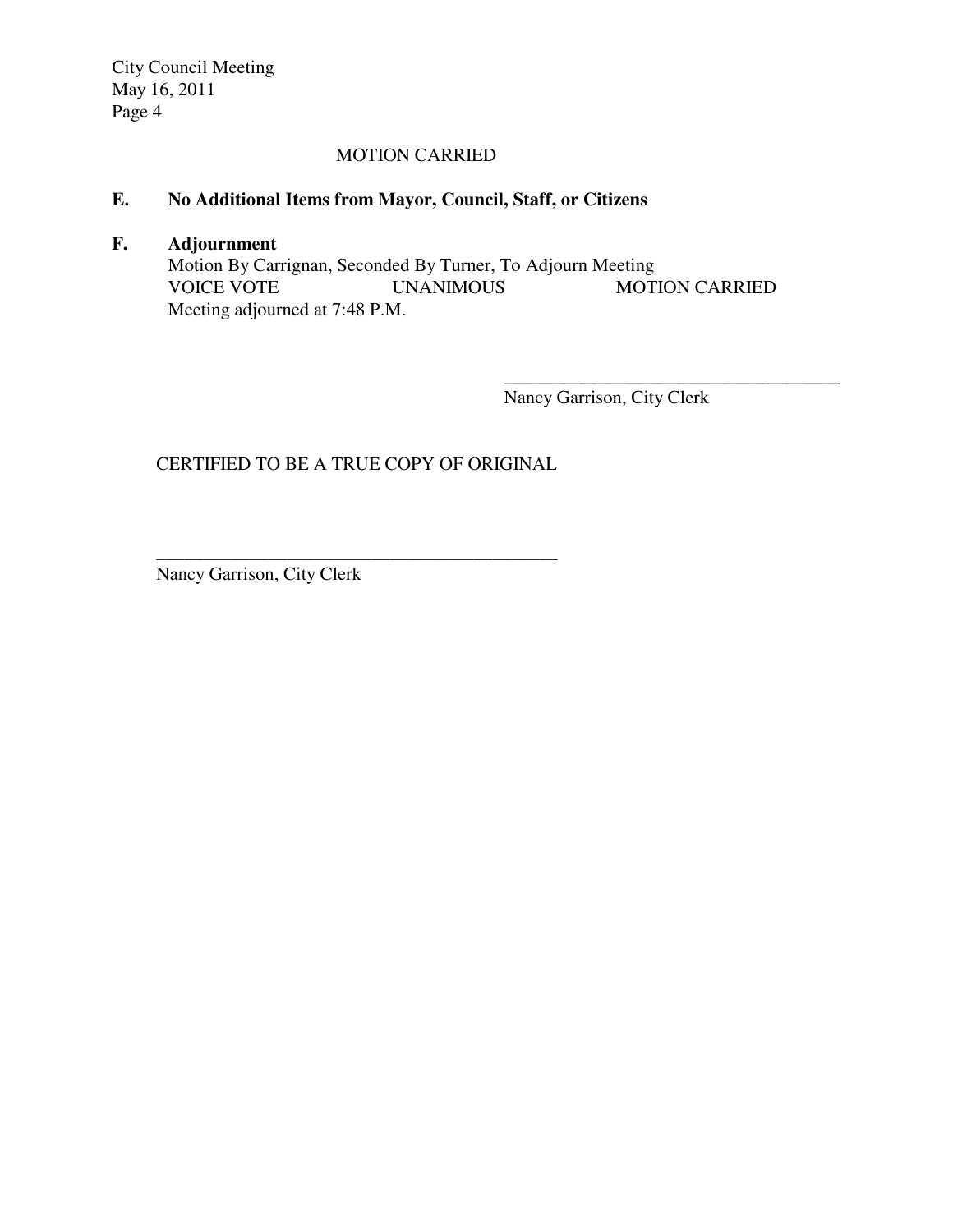MOTION CARRIED

**E. No Additional Items from Mayor, Council, Staff, or Citizens**

**F. Adjournment**

Motion By Carrignan, Seconded By Turner, To Adjourn Meeting

VOICE VOTE UNANIMOUS MOTION CARRIED

Meeting adjourned at 7:48 P.M.

\_\_\_\_\_\_\_\_\_\_\_\_\_\_\_\_\_\_\_\_\_\_\_\_\_\_\_\_\_\_\_\_\_\_\_\_

Nancy Garrison, City Clerk

CERTIFIED TO BE A TRUE COPY OF ORIGINAL

\_\_\_\_\_\_\_\_\_\_\_\_\_\_\_\_\_\_\_\_\_\_\_\_\_\_\_\_\_\_\_\_\_\_\_\_\_\_\_\_\_\_

Nancy Garrison, City Clerk